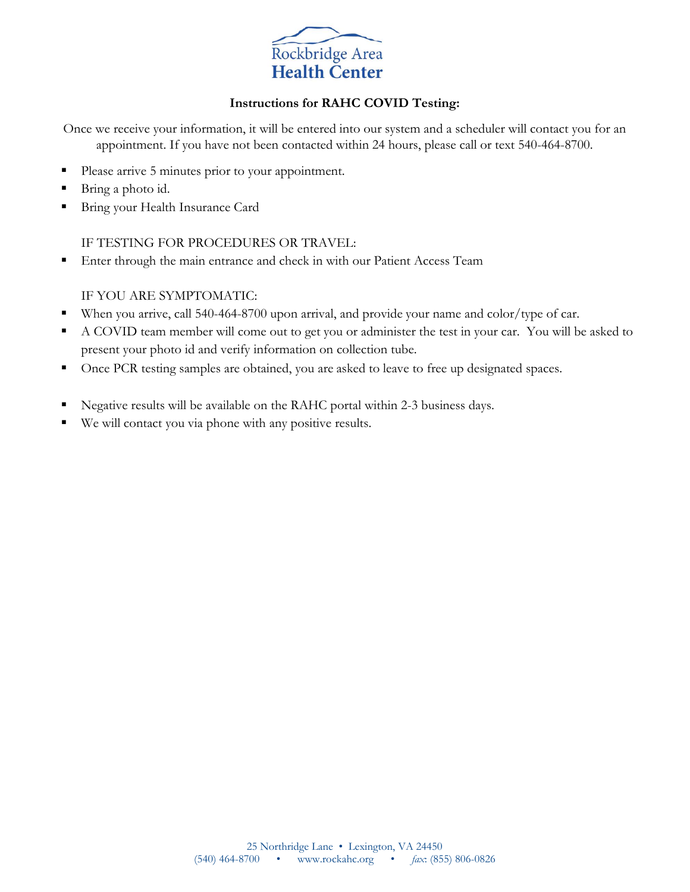# Rockbridge Area Health Center

## Instructions for RAHC COVID Testing:

Once we receive your information, it will be entered into our system and a scheduler will contact you for an appointment. If you have not been contacted within 24 hours, please call or text 540-464-8700.

- Please arrive 5 minutes prior to your appointment.
- Bring a photo id.
- Bring your Health Insurance Card

IF TESTING FOR PROCEDURES OR TRAVEL:

- Enter through the main entrance and check in with our Patient Access Team

IF YOU ARE SYMPTOMATIC:

- When you arrive, call 540-464-8700 upon arrival, and provide your name and color/type of car.
- A COVID team member will come out to get you or administer the test in your car. You will be asked to present your photo id and verify information on collection tube.
- Once PCR testing samples are obtained, you are asked to leave to free up designated spaces.

- Negative results will be available on the RAHC portal within 2-3 business days.
- We will contact you via phone with any positive results.

25 Northridge Lane • Lexington, VA 24450
(540) 464-8700 • www.rockahc.org • *fax*: (855) 806-0826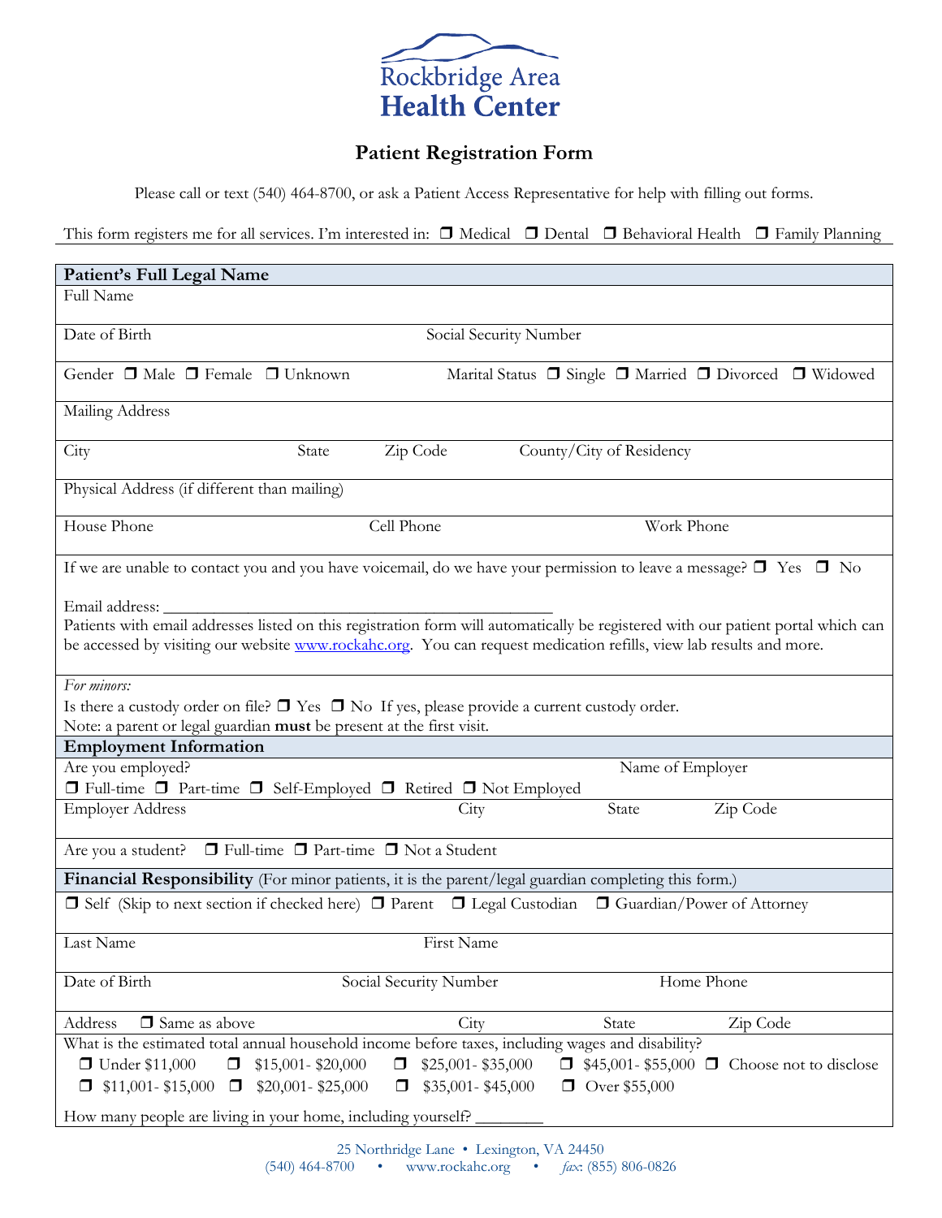Rockbridge Area
**Health Center**

# Patient Registration Form

Please call or text (540) 464-8700, or ask a Patient Access Representative for help with filling out forms.

This form registers me for all services. I'm interested in: ❒ Medical ❒ Dental ❒ Behavioral Health ❒ Family Planning

## Patient's Full Legal Name

Full Name

Date of Birth | Social Security Number

Gender ❒ Male ❒ Female ❒ Unknown | Marital Status ❒ Single ❒ Married ❒ Divorced ❒ Widowed

Mailing Address

City | State | Zip Code | County/City of Residency

Physical Address (if different than mailing)

House Phone | Cell Phone | Work Phone

If we are unable to contact you and you have voicemail, do we have your permission to leave a message? ❒ Yes ❒ No

Email address: ___________________________________________

Patients with email addresses listed on this registration form will automatically be registered with our patient portal which can be accessed by visiting our website www.rockahc.org. You can request medication refills, view lab results and more.

*For minors:*

Is there a custody order on file? ❒ Yes ❒ No If yes, please provide a current custody order.

Note: a parent or legal guardian **must** be present at the first visit.

## Employment Information

Are you employed? | Name of Employer

❒ Full-time ❒ Part-time ❒ Self-Employed ❒ Retired ❒ Not Employed

Employer Address | City | State | Zip Code

Are you a student? ❒ Full-time ❒ Part-time ❒ Not a Student

## Financial Responsibility (For minor patients, it is the parent/legal guardian completing this form.)

❒ Self (Skip to next section if checked here) ❒ Parent ❒ Legal Custodian ❒ Guardian/Power of Attorney

Last Name | First Name

Date of Birth | Social Security Number | Home Phone

Address ❒ Same as above | City | State | Zip Code

What is the estimated total annual household income before taxes, including wages and disability?

❒ Under $11,000 ❒ $15,001- $20,000 ❒ $25,001- $35,000 ❒ $45,001- $55,000 ❒ Choose not to disclose

❒ $11,001- $15,000 ❒ $20,001- $25,000 ❒ $35,001- $45,000 ❒ Over $55,000

How many people are living in your home, including yourself? ________

25 Northridge Lane • Lexington, VA 24450
(540) 464-8700 • www.rockahc.org • *fax*: (855) 806-0826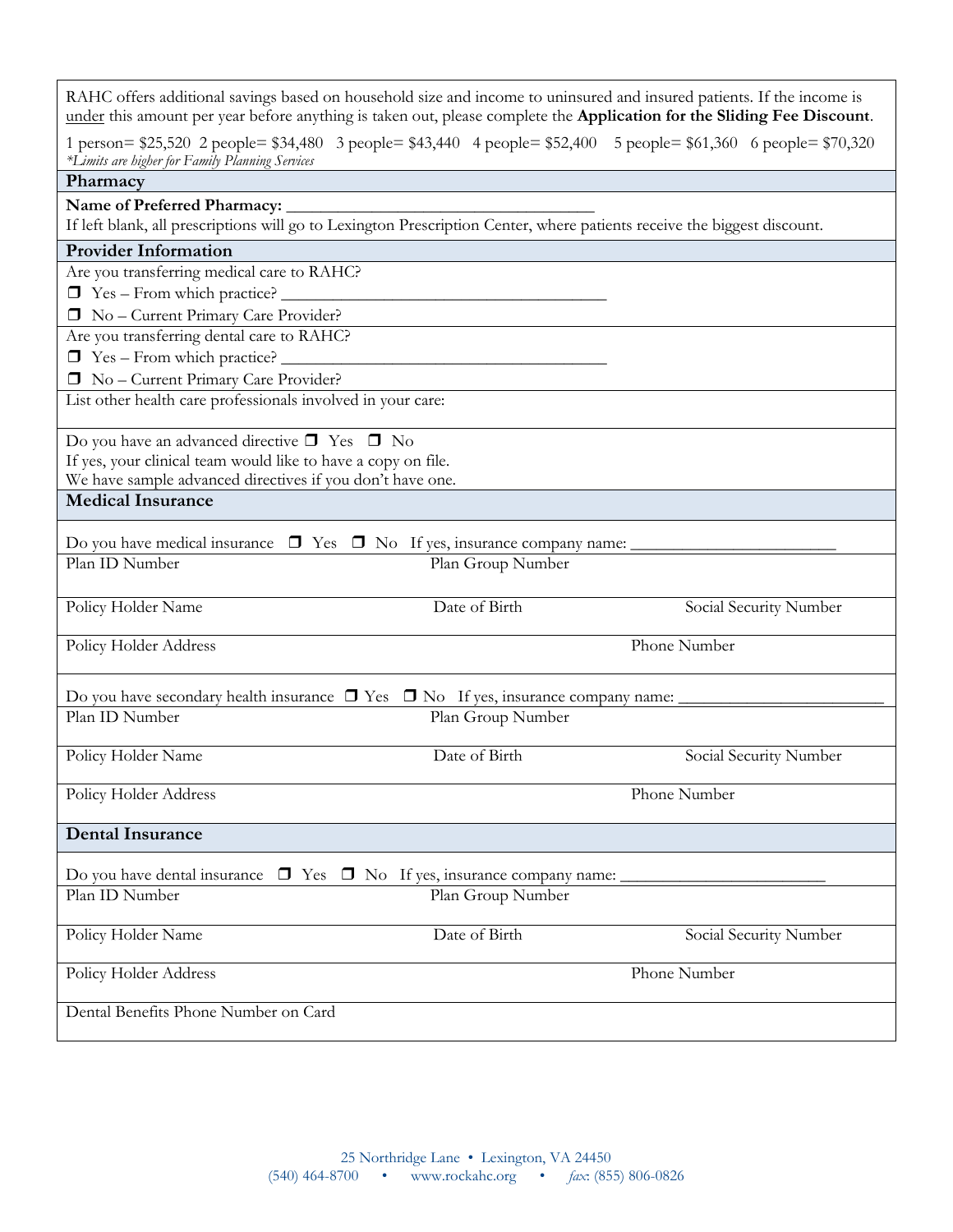RAHC offers additional savings based on household size and income to uninsured and insured patients. If the income is under this amount per year before anything is taken out, please complete the **Application for the Sliding Fee Discount**.

1 person= $25,520 2 people= $34,480 3 people= $43,440 4 people= $52,400 5 people= $61,360 6 people= $70,320

*Limits are higher for Family Planning Services*

## Pharmacy

**Name of Preferred Pharmacy:** ____________________________________

If left blank, all prescriptions will go to Lexington Prescription Center, where patients receive the biggest discount.

## Provider Information

Are you transferring medical care to RAHC?

❐ Yes – From which practice? ________________________________________

❐ No – Current Primary Care Provider?

Are you transferring dental care to RAHC?

❐ Yes – From which practice? ________________________________________

❐ No – Current Primary Care Provider?

List other health care professionals involved in your care:

Do you have an advanced directive ❐ Yes ❐ No

If yes, your clinical team would like to have a copy on file.

We have sample advanced directives if you don't have one.

## Medical Insurance

Do you have medical insurance ❐ Yes ❐ No If yes, insurance company name: _________________________

| Plan ID Number | Plan Group Number | |
|---|---|---|
| Policy Holder Name | Date of Birth | Social Security Number |
| Policy Holder Address | | Phone Number |

Do you have secondary health insurance ❐ Yes ❐ No If yes, insurance company name: _________________________

| Plan ID Number | Plan Group Number | |
|---|---|---|
| Policy Holder Name | Date of Birth | Social Security Number |
| Policy Holder Address | | Phone Number |

## Dental Insurance

Do you have dental insurance ❐ Yes ❐ No If yes, insurance company name: _________________________

| Plan ID Number | Plan Group Number | |
|---|---|---|
| Policy Holder Name | Date of Birth | Social Security Number |
| Policy Holder Address | | Phone Number |
| Dental Benefits Phone Number on Card | | |

25 Northridge Lane • Lexington, VA 24450
(540) 464-8700 • www.rockahc.org • *fax*: (855) 806-0826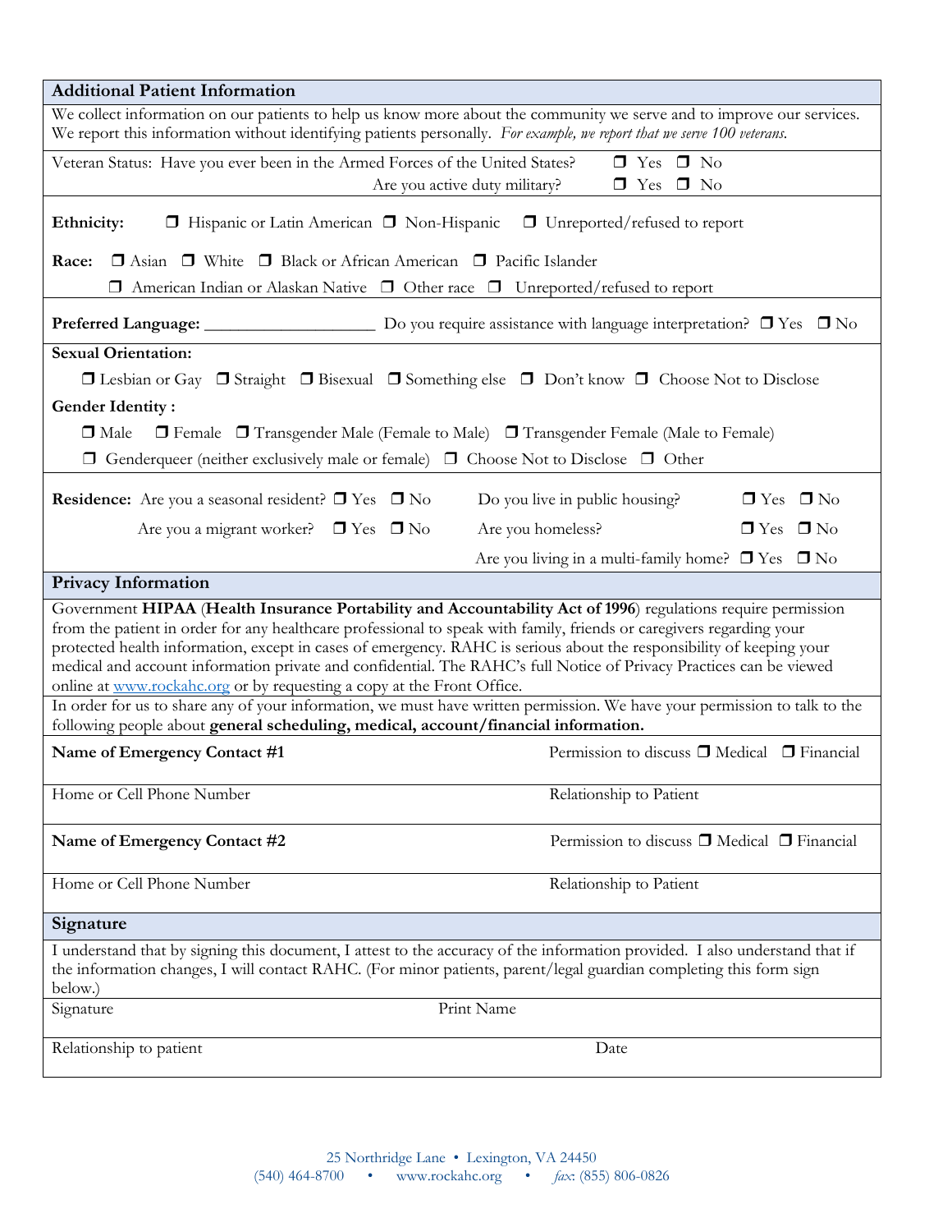## Additional Patient Information

We collect information on our patients to help us know more about the community we serve and to improve our services. We report this information without identifying patients personally. *For example, we report that we serve 100 veterans.*

Veteran Status: Have you ever been in the Armed Forces of the United States? ❒ Yes ❒ No

Are you active duty military? ❒ Yes ❒ No

**Ethnicity:** ❒ Hispanic or Latin American ❒ Non-Hispanic ❒ Unreported/refused to report

**Race:** ❒ Asian ❒ White ❒ Black or African American ❒ Pacific Islander ❒ American Indian or Alaskan Native ❒ Other race ❒ Unreported/refused to report

**Preferred Language:** ____________________ Do you require assistance with language interpretation? ❒ Yes ❒ No

**Sexual Orientation:**

❒ Lesbian or Gay ❒ Straight ❒ Bisexual ❒ Something else ❒ Don't know ❒ Choose Not to Disclose

**Gender Identity :**

❒ Male ❒ Female ❒ Transgender Male (Female to Male) ❒ Transgender Female (Male to Female)

❒ Genderqueer (neither exclusively male or female) ❒ Choose Not to Disclose ❒ Other

**Residence:** Are you a seasonal resident? ❒ Yes ❒ No

Are you a migrant worker? ❒ Yes ❒ No

Do you live in public housing? ❒ Yes ❒ No

Are you homeless? ❒ Yes ❒ No

Are you living in a multi-family home? ❒ Yes ❒ No

## Privacy Information

Government **HIPAA** (**Health Insurance Portability and Accountability Act of 1996**) regulations require permission from the patient in order for any healthcare professional to speak with family, friends or caregivers regarding your protected health information, except in cases of emergency. RAHC is serious about the responsibility of keeping your medical and account information private and confidential. The RAHC's full Notice of Privacy Practices can be viewed online at www.rockahc.org or by requesting a copy at the Front Office.

In order for us to share any of your information, we must have written permission. We have your permission to talk to the following people about **general scheduling, medical, account/financial information.**

| | |
|---|---|
| **Name of Emergency Contact #1** | Permission to discuss ❒ Medical ❒ Financial |
| Home or Cell Phone Number | Relationship to Patient |
| **Name of Emergency Contact #2** | Permission to discuss ❒ Medical ❒ Financial |
| Home or Cell Phone Number | Relationship to Patient |

## Signature

I understand that by signing this document, I attest to the accuracy of the information provided. I also understand that if the information changes, I will contact RAHC. (For minor patients, parent/legal guardian completing this form sign below.)

| | |
|---|---|
| Signature | Print Name |
| Relationship to patient | Date |

25 Northridge Lane • Lexington, VA 24450
(540) 464-8700 • www.rockahc.org • *fax*: (855) 806-0826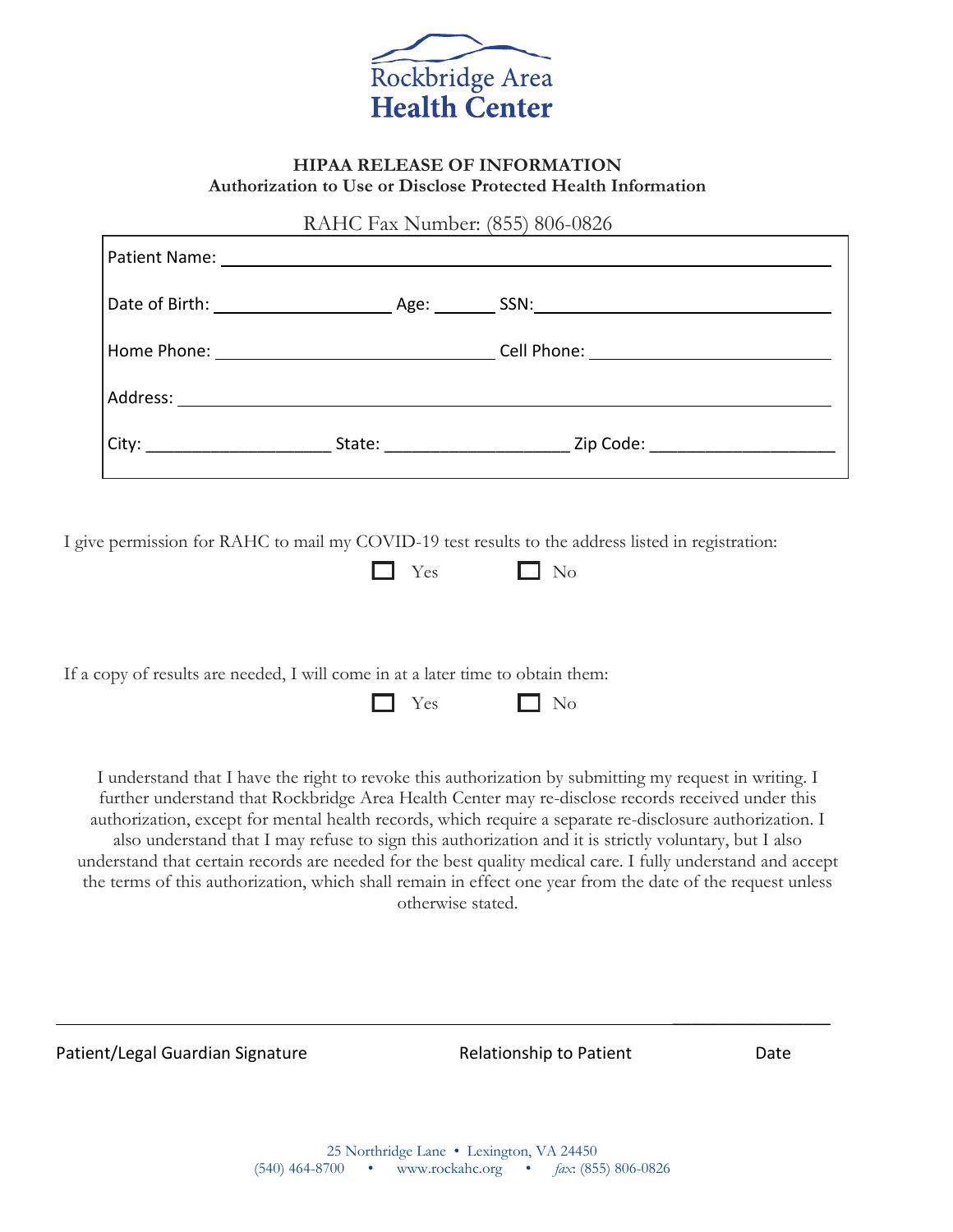Rockbridge Area
**Health Center**

### HIPAA RELEASE OF INFORMATION
**Authorization to Use or Disclose Protected Health Information**

RAHC Fax Number: (855) 806-0826

Patient Name: ______________________________________________

Date of Birth: ____________________ Age: _______ SSN: ______________________________

Home Phone: ______________________________ Cell Phone: ___________________________

Address: _______________________________________________________

City: ___________________ State: ___________________ Zip Code: ___________________

I give permission for RAHC to mail my COVID-19 test results to the address listed in registration:

☐ Yes ☐ No

If a copy of results are needed, I will come in at a later time to obtain them:

☐ Yes ☐ No

I understand that I have the right to revoke this authorization by submitting my request in writing. I further understand that Rockbridge Area Health Center may re-disclose records received under this authorization, except for mental health records, which require a separate re-disclosure authorization. I also understand that I may refuse to sign this authorization and it is strictly voluntary, but I also understand that certain records are needed for the best quality medical care. I fully understand and accept the terms of this authorization, which shall remain in effect one year from the date of the request unless otherwise stated.

_______________________________________________ ___________________

Patient/Legal Guardian Signature Relationship to Patient Date

25 Northridge Lane • Lexington, VA 24450
(540) 464-8700 • www.rockahc.org • *fax*: (855) 806-0826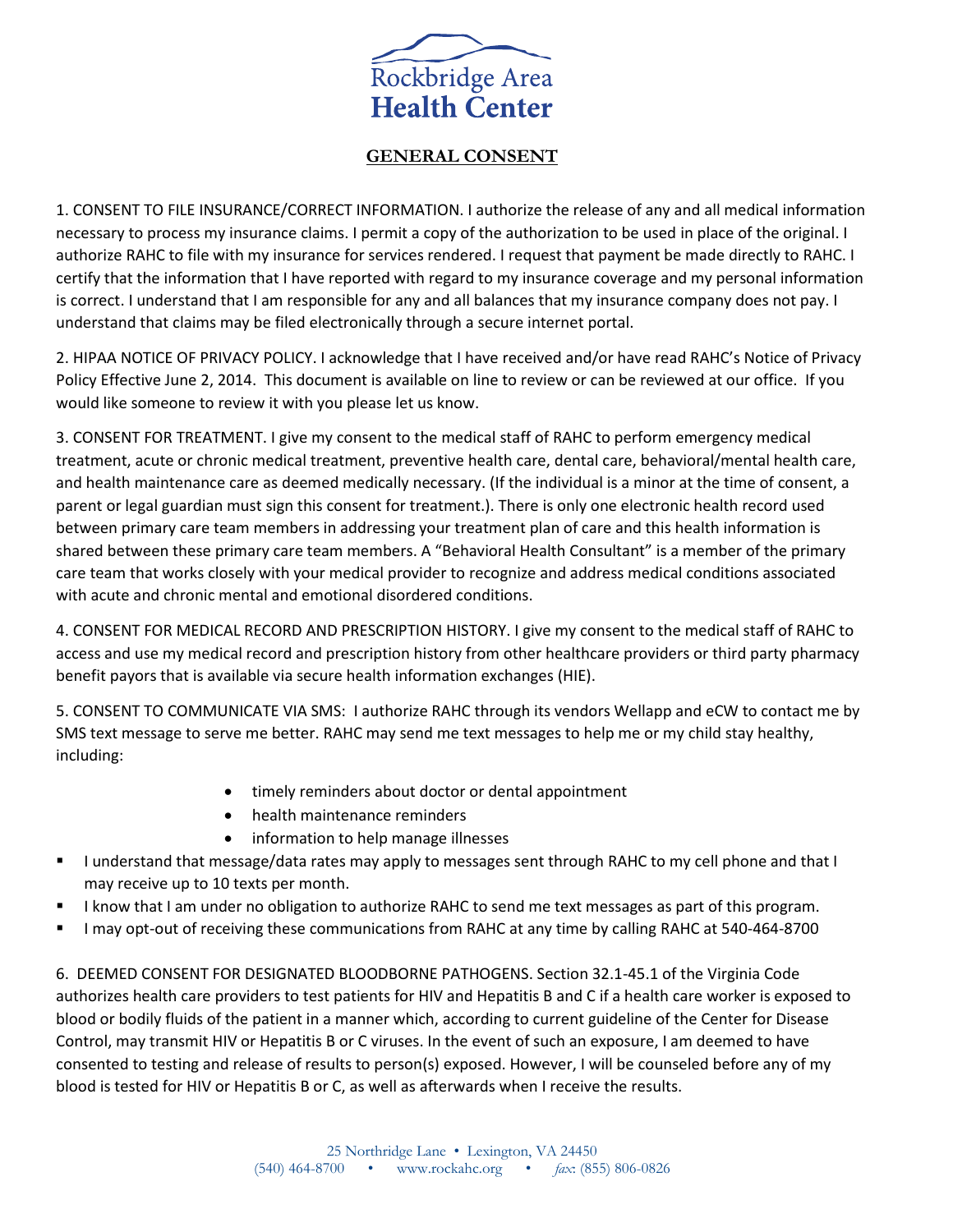Rockbridge Area
**Health Center**

## GENERAL CONSENT

1. CONSENT TO FILE INSURANCE/CORRECT INFORMATION. I authorize the release of any and all medical information necessary to process my insurance claims. I permit a copy of the authorization to be used in place of the original. I authorize RAHC to file with my insurance for services rendered. I request that payment be made directly to RAHC. I certify that the information that I have reported with regard to my insurance coverage and my personal information is correct. I understand that I am responsible for any and all balances that my insurance company does not pay. I understand that claims may be filed electronically through a secure internet portal.

2. HIPAA NOTICE OF PRIVACY POLICY. I acknowledge that I have received and/or have read RAHC's Notice of Privacy Policy Effective June 2, 2014. This document is available on line to review or can be reviewed at our office. If you would like someone to review it with you please let us know.

3. CONSENT FOR TREATMENT. I give my consent to the medical staff of RAHC to perform emergency medical treatment, acute or chronic medical treatment, preventive health care, dental care, behavioral/mental health care, and health maintenance care as deemed medically necessary. (If the individual is a minor at the time of consent, a parent or legal guardian must sign this consent for treatment.). There is only one electronic health record used between primary care team members in addressing your treatment plan of care and this health information is shared between these primary care team members. A "Behavioral Health Consultant" is a member of the primary care team that works closely with your medical provider to recognize and address medical conditions associated with acute and chronic mental and emotional disordered conditions.

4. CONSENT FOR MEDICAL RECORD AND PRESCRIPTION HISTORY. I give my consent to the medical staff of RAHC to access and use my medical record and prescription history from other healthcare providers or third party pharmacy benefit payors that is available via secure health information exchanges (HIE).

5. CONSENT TO COMMUNICATE VIA SMS: I authorize RAHC through its vendors Wellapp and eCW to contact me by SMS text message to serve me better. RAHC may send me text messages to help me or my child stay healthy, including:

- timely reminders about doctor or dental appointment
- health maintenance reminders
- information to help manage illnesses

- I understand that message/data rates may apply to messages sent through RAHC to my cell phone and that I may receive up to 10 texts per month.
- I know that I am under no obligation to authorize RAHC to send me text messages as part of this program.
- I may opt-out of receiving these communications from RAHC at any time by calling RAHC at 540-464-8700

6. DEEMED CONSENT FOR DESIGNATED BLOODBORNE PATHOGENS. Section 32.1-45.1 of the Virginia Code authorizes health care providers to test patients for HIV and Hepatitis B and C if a health care worker is exposed to blood or bodily fluids of the patient in a manner which, according to current guideline of the Center for Disease Control, may transmit HIV or Hepatitis B or C viruses. In the event of such an exposure, I am deemed to have consented to testing and release of results to person(s) exposed. However, I will be counseled before any of my blood is tested for HIV or Hepatitis B or C, as well as afterwards when I receive the results.

25 Northridge Lane • Lexington, VA 24450
(540) 464-8700 • www.rockahc.org • *fax*: (855) 806-0826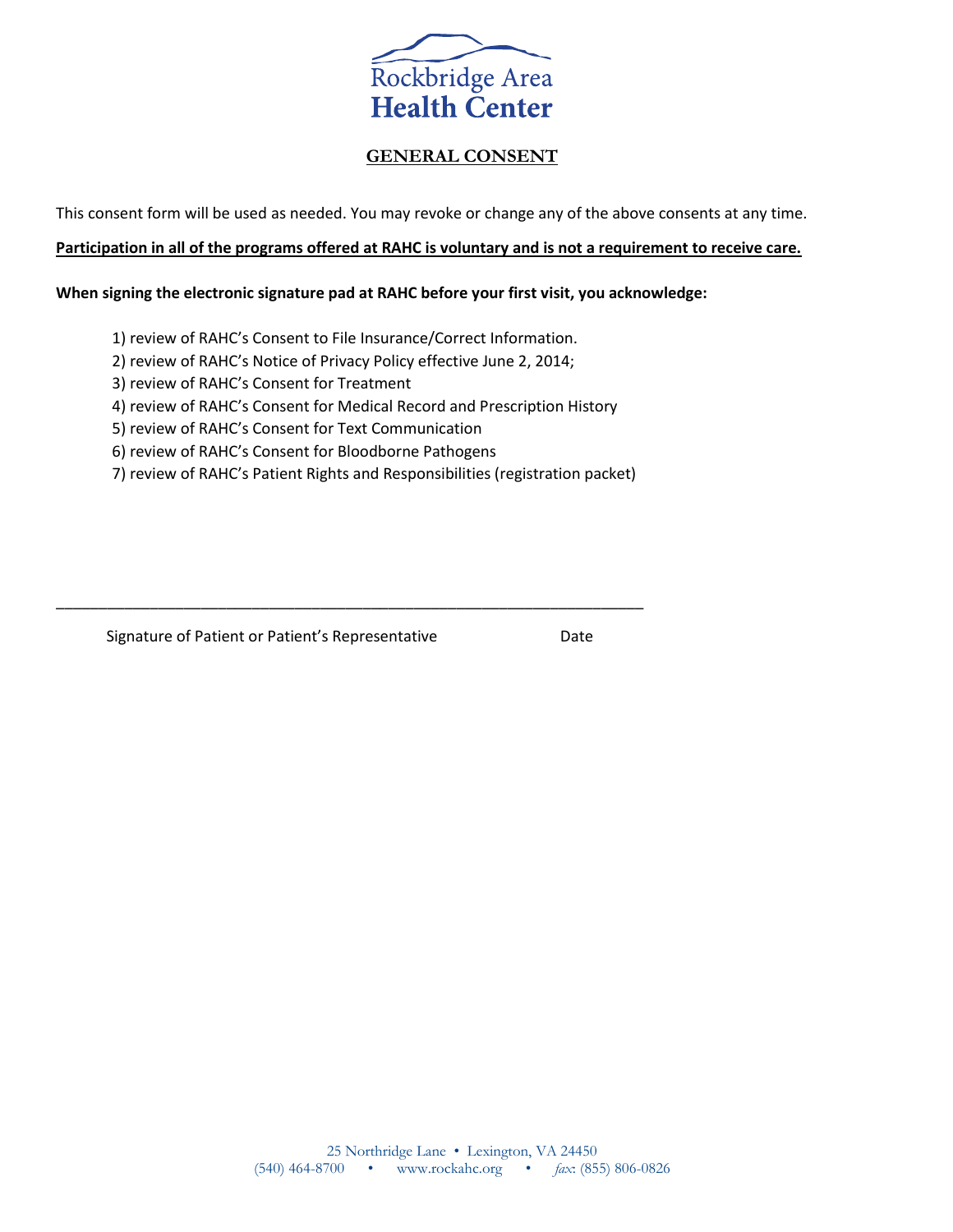Rockbridge Area
**Health Center**

# GENERAL CONSENT

This consent form will be used as needed. You may revoke or change any of the above consents at any time.

**Participation in all of the programs offered at RAHC is voluntary and is not a requirement to receive care.**

**When signing the electronic signature pad at RAHC before your first visit, you acknowledge:**

1) review of RAHC's Consent to File Insurance/Correct Information.
2) review of RAHC's Notice of Privacy Policy effective June 2, 2014;
3) review of RAHC's Consent for Treatment
4) review of RAHC's Consent for Medical Record and Prescription History
5) review of RAHC's Consent for Text Communication
6) review of RAHC's Consent for Bloodborne Pathogens
7) review of RAHC's Patient Rights and Responsibilities (registration packet)

\_\_\_\_\_\_\_\_\_\_\_\_\_\_\_\_\_\_\_\_\_\_\_\_\_\_\_\_\_\_\_\_\_\_\_\_\_\_\_\_\_\_\_\_\_\_\_\_\_\_\_\_\_\_\_\_\_\_\_\_\_\_\_\_\_\_\_\_\_\_

Signature of Patient or Patient's Representative Date

25 Northridge Lane • Lexington, VA 24450
(540) 464-8700 • www.rockahc.org • *fax*: (855) 806-0826